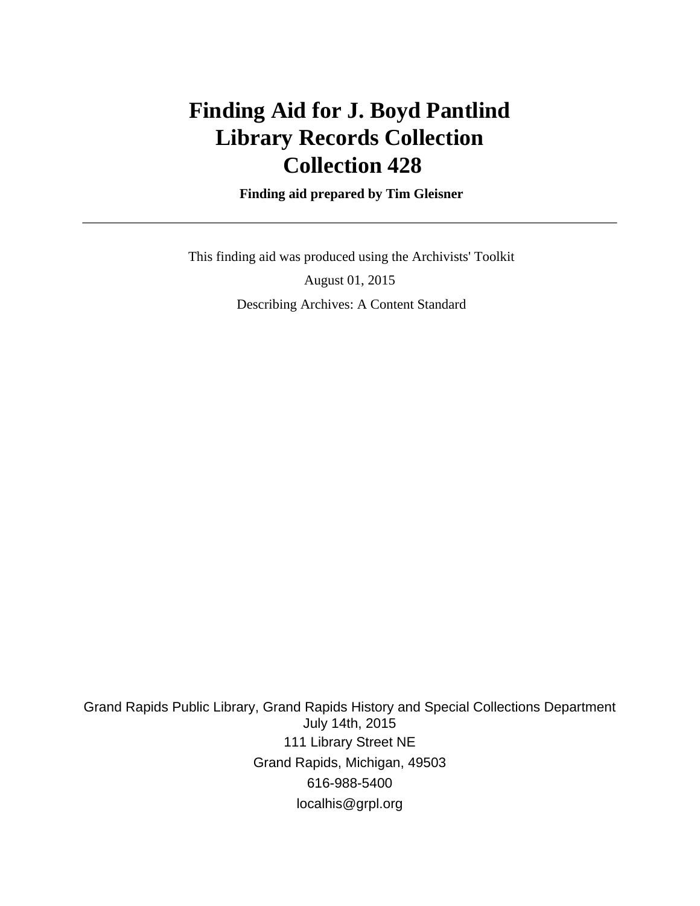# Finding Aid for J. Boyd Pantlind Library Records Collection Collection 428

**Finding aid prepared by Tim Gleisner**

---

This finding aid was produced using the Archivists' Toolkit

August 01, 2015

Describing Archives: A Content Standard

Grand Rapids Public Library, Grand Rapids History and Special Collections Department
July 14th, 2015
111 Library Street NE
Grand Rapids, Michigan, 49503
616-988-5400
localhis@grpl.org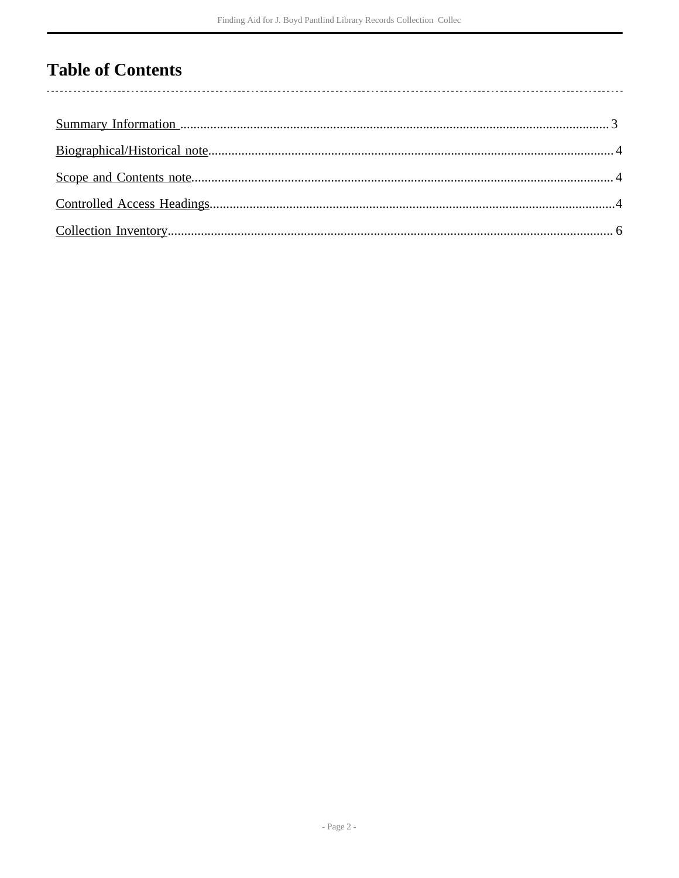# Table of Contents

- Summary Information ..... 3
- Biographical/Historical note ..... 4
- Scope and Contents note ..... 4
- Controlled Access Headings ..... 4
- Collection Inventory ..... 6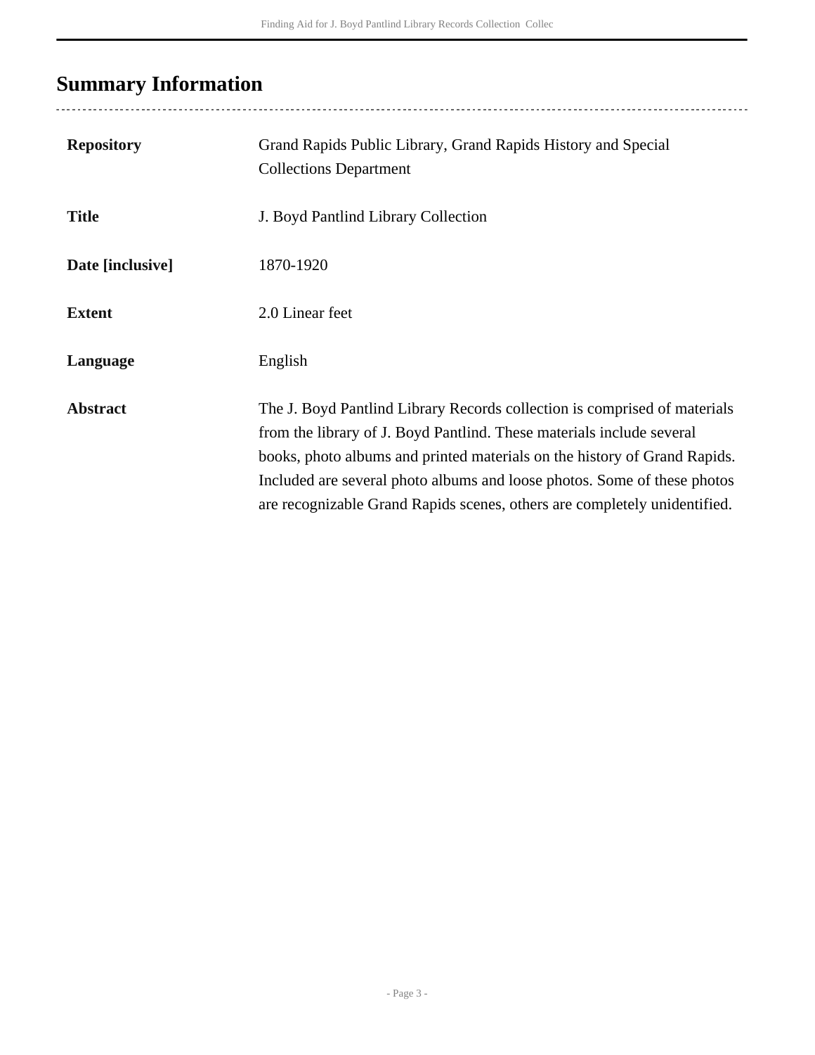## Summary Information

| | |
|---|---|
| **Repository** | Grand Rapids Public Library, Grand Rapids History and Special Collections Department |
| **Title** | J. Boyd Pantlind Library Collection |
| **Date [inclusive]** | 1870-1920 |
| **Extent** | 2.0 Linear feet |
| **Language** | English |
| **Abstract** | The J. Boyd Pantlind Library Records collection is comprised of materials from the library of J. Boyd Pantlind. These materials include several books, photo albums and printed materials on the history of Grand Rapids. Included are several photo albums and loose photos. Some of these photos are recognizable Grand Rapids scenes, others are completely unidentified. |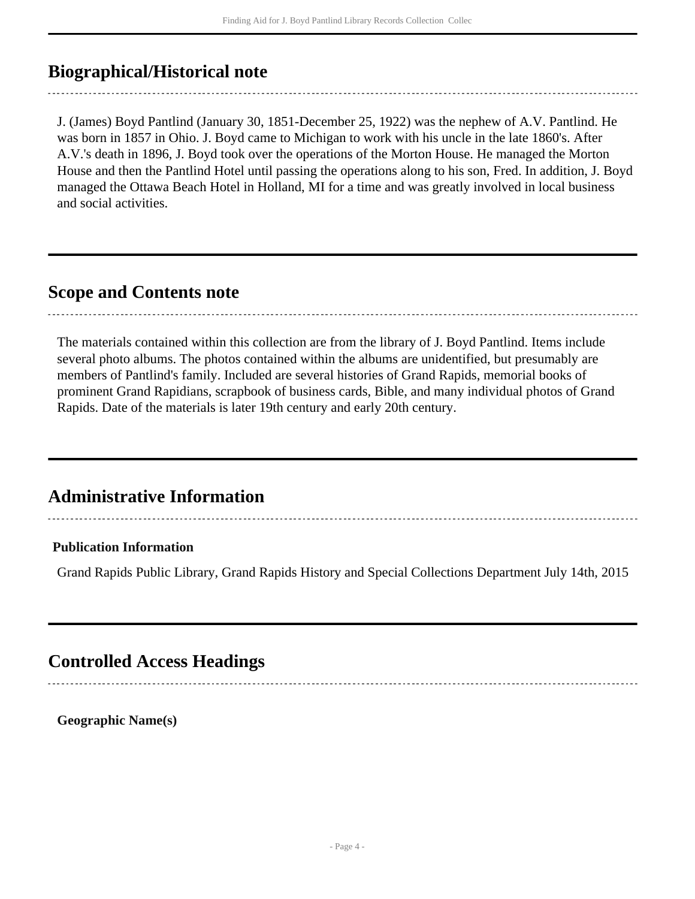## Biographical/Historical note

J. (James) Boyd Pantlind (January 30, 1851-December 25, 1922) was the nephew of A.V. Pantlind. He was born in 1857 in Ohio. J. Boyd came to Michigan to work with his uncle in the late 1860's. After A.V.'s death in 1896, J. Boyd took over the operations of the Morton House. He managed the Morton House and then the Pantlind Hotel until passing the operations along to his son, Fred. In addition, J. Boyd managed the Ottawa Beach Hotel in Holland, MI for a time and was greatly involved in local business and social activities.

## Scope and Contents note

The materials contained within this collection are from the library of J. Boyd Pantlind. Items include several photo albums. The photos contained within the albums are unidentified, but presumably are members of Pantlind's family. Included are several histories of Grand Rapids, memorial books of prominent Grand Rapidians, scrapbook of business cards, Bible, and many individual photos of Grand Rapids. Date of the materials is later 19th century and early 20th century.

## Administrative Information

**Publication Information**

Grand Rapids Public Library, Grand Rapids History and Special Collections Department July 14th, 2015

## Controlled Access Headings

**Geographic Name(s)**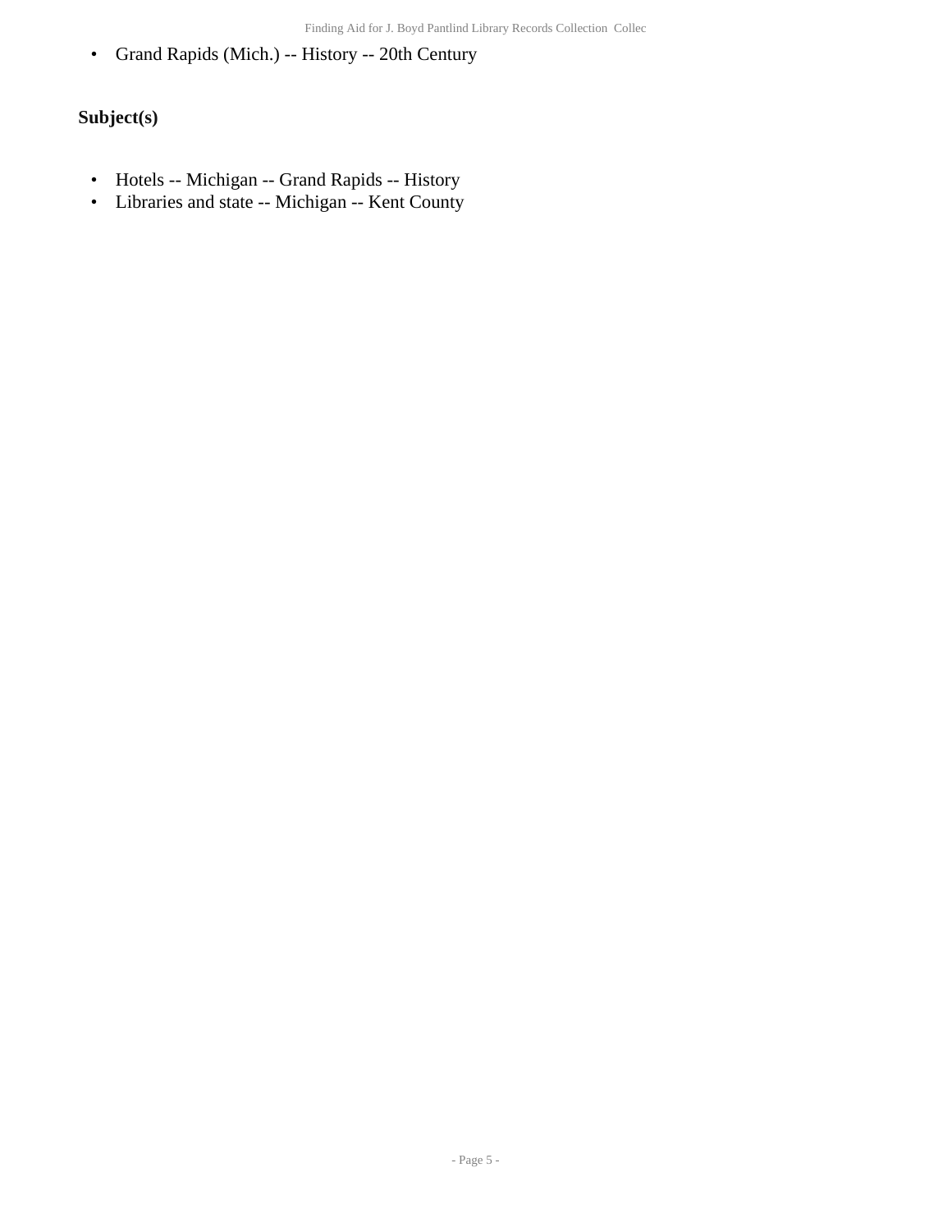- Grand Rapids (Mich.) -- History -- 20th Century

### Subject(s)

- Hotels -- Michigan -- Grand Rapids -- History
- Libraries and state -- Michigan -- Kent County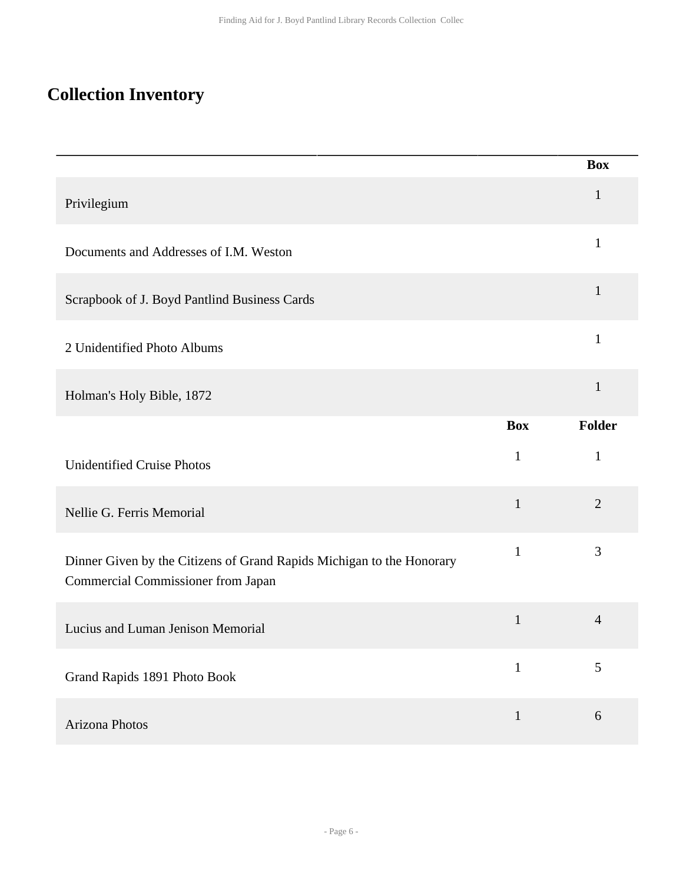## Collection Inventory

| | Box |
|---|---|
| Privilegium | 1 |
| Documents and Addresses of I.M. Weston | 1 |
| Scrapbook of J. Boyd Pantlind Business Cards | 1 |
| 2 Unidentified Photo Albums | 1 |
| Holman's Holy Bible, 1872 | 1 |

| | Box | Folder |
|---|---|---|
| Unidentified Cruise Photos | 1 | 1 |
| Nellie G. Ferris Memorial | 1 | 2 |
| Dinner Given by the Citizens of Grand Rapids Michigan to the Honorary Commercial Commissioner from Japan | 1 | 3 |
| Lucius and Luman Jenison Memorial | 1 | 4 |
| Grand Rapids 1891 Photo Book | 1 | 5 |
| Arizona Photos | 1 | 6 |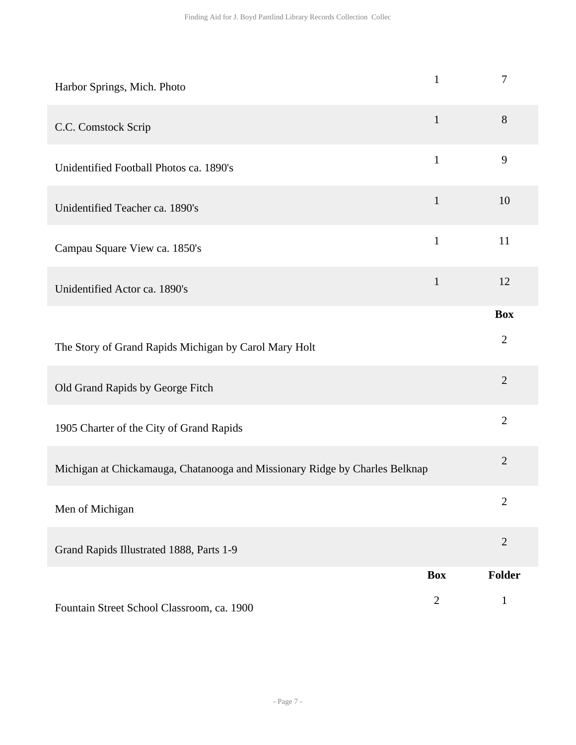| | | |
|---|---|---|
| Harbor Springs, Mich. Photo | 1 | 7 |
| C.C. Comstock Scrip | 1 | 8 |
| Unidentified Football Photos ca. 1890's | 1 | 9 |
| Unidentified Teacher ca. 1890's | 1 | 10 |
| Campau Square View ca. 1850's | 1 | 11 |
| Unidentified Actor ca. 1890's | 1 | 12 |

| | **Box** |
|---|---|
| The Story of Grand Rapids Michigan by Carol Mary Holt | 2 |
| Old Grand Rapids by George Fitch | 2 |
| 1905 Charter of the City of Grand Rapids | 2 |
| Michigan at Chickamauga, Chatanooga and Missionary Ridge by Charles Belknap | 2 |
| Men of Michigan | 2 |
| Grand Rapids Illustrated 1888, Parts 1-9 | 2 |

| | **Box** | **Folder** |
|---|---|---|
| Fountain Street School Classroom, ca. 1900 | 2 | 1 |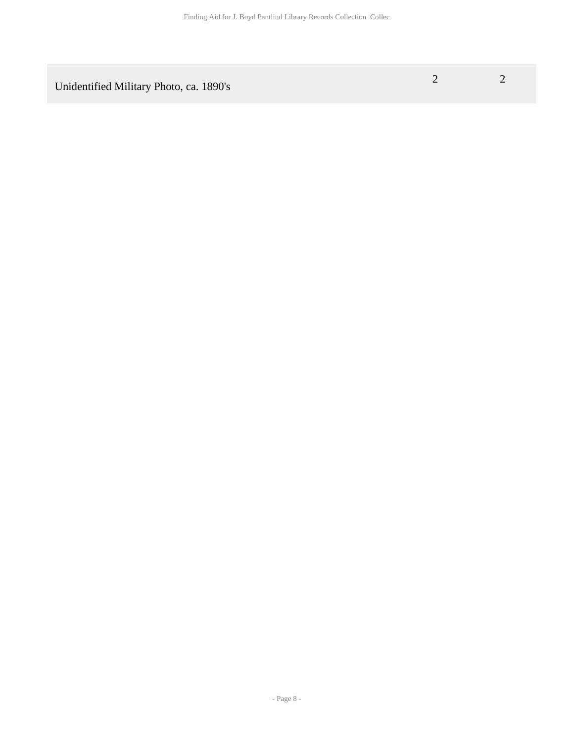| | | |
|---|---|---|
| Unidentified Military Photo, ca. 1890's | 2 | 2 |